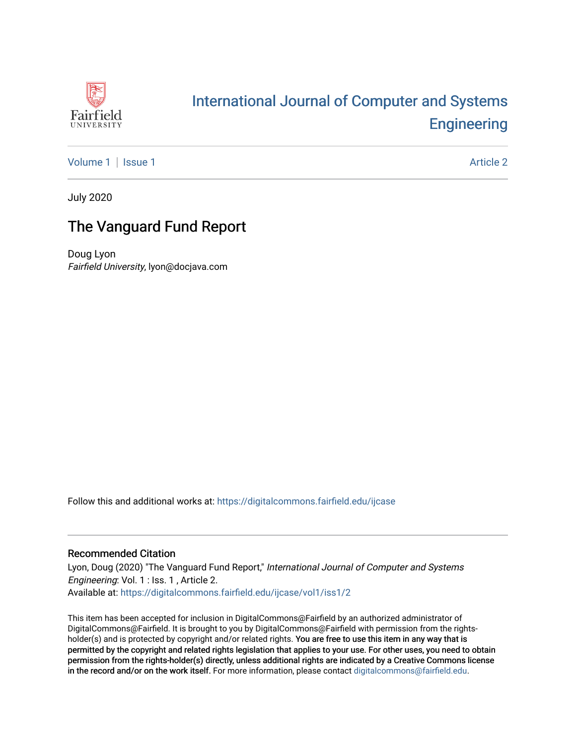# International Journal of Computer and Systems Engineering

Volume 1 | Issue 1 Article 2

July 2020

## The Vanguard Fund Report

Doug Lyon
*Fairfield University*, lyon@docjava.com

Follow this and additional works at: https://digitalcommons.fairfield.edu/ijcase

### Recommended Citation

Lyon, Doug (2020) "The Vanguard Fund Report," *International Journal of Computer and Systems Engineering*: Vol. 1 : Iss. 1 , Article 2.
Available at: https://digitalcommons.fairfield.edu/ijcase/vol1/iss1/2

This item has been accepted for inclusion in DigitalCommons@Fairfield by an authorized administrator of DigitalCommons@Fairfield. It is brought to you by DigitalCommons@Fairfield with permission from the rights-holder(s) and is protected by copyright and/or related rights. **You are free to use this item in any way that is permitted by the copyright and related rights legislation that applies to your use. For other uses, you need to obtain permission from the rights-holder(s) directly, unless additional rights are indicated by a Creative Commons license in the record and/or on the work itself.** For more information, please contact digitalcommons@fairfield.edu.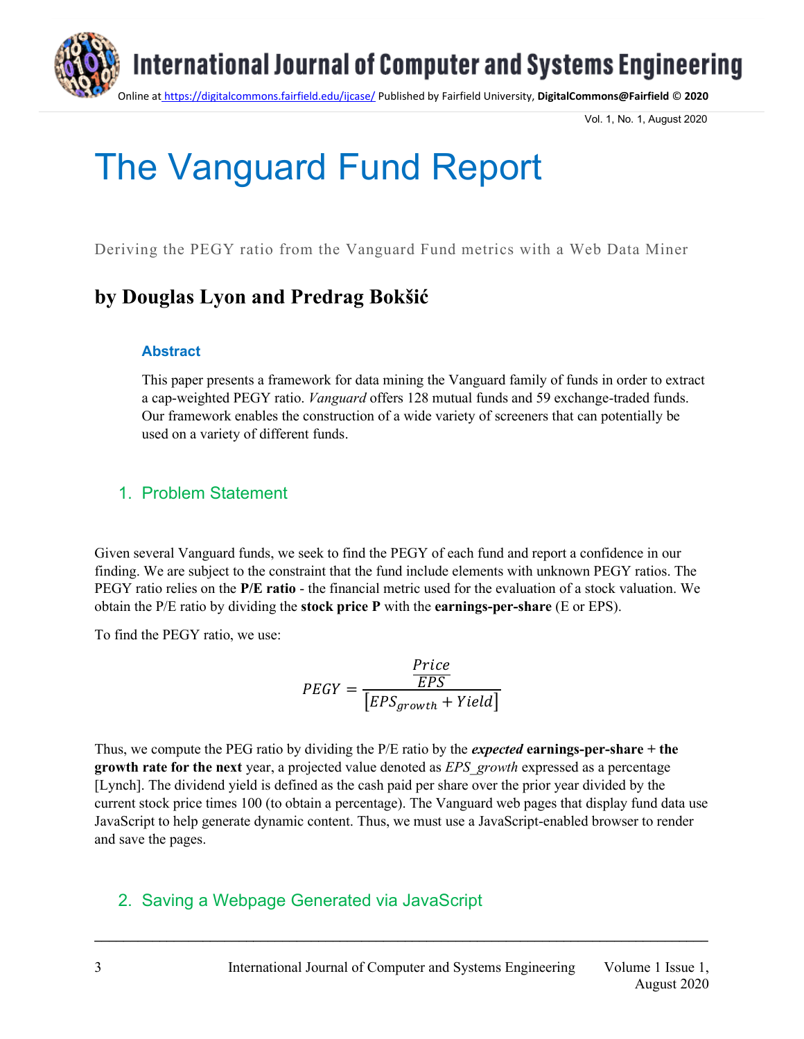# The Vanguard Fund Report

Deriving the PEGY ratio from the Vanguard Fund metrics with a Web Data Miner

## by Douglas Lyon and Predrag Bokšić

### Abstract

This paper presents a framework for data mining the Vanguard family of funds in order to extract a cap-weighted PEGY ratio. *Vanguard* offers 128 mutual funds and 59 exchange-traded funds. Our framework enables the construction of a wide variety of screeners that can potentially be used on a variety of different funds.

## 1. Problem Statement

Given several Vanguard funds, we seek to find the PEGY of each fund and report a confidence in our finding. We are subject to the constraint that the fund include elements with unknown PEGY ratios. The PEGY ratio relies on the **P/E ratio** - the financial metric used for the evaluation of a stock valuation. We obtain the P/E ratio by dividing the **stock price P** with the **earnings-per-share** (E or EPS).

To find the PEGY ratio, we use:

$$PEGY = \frac{\frac{Price}{EPS}}{\left[EPS_{growth} + Yield\right]}$$

Thus, we compute the PEG ratio by dividing the P/E ratio by the ***expected*** **earnings-per-share + the growth rate for the next** year, a projected value denoted as *EPS_growth* expressed as a percentage [Lynch]. The dividend yield is defined as the cash paid per share over the prior year divided by the current stock price times 100 (to obtain a percentage). The Vanguard web pages that display fund data use JavaScript to help generate dynamic content. Thus, we must use a JavaScript-enabled browser to render and save the pages.

## 2. Saving a Webpage Generated via JavaScript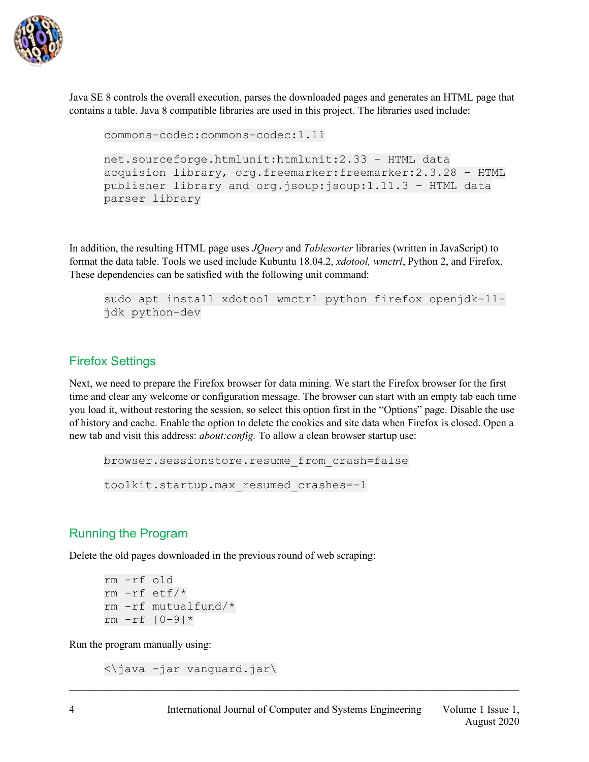Java SE 8 controls the overall execution, parses the downloaded pages and generates an HTML page that contains a table. Java 8 compatible libraries are used in this project. The libraries used include:

```
commons-codec:commons-codec:1.11

net.sourceforge.htmlunit:htmlunit:2.33 – HTML data
acquision library, org.freemarker:freemarker:2.3.28 – HTML
publisher library and org.jsoup:jsoup:1.11.3 – HTML data
parser library
```

In addition, the resulting HTML page uses *JQuery* and *Tablesorter* libraries (written in JavaScript) to format the data table. Tools we used include Kubuntu 18.04.2, *xdotool, wmctrl*, Python 2, and Firefox. These dependencies can be satisfied with the following unit command:

```
sudo apt install xdotool wmctrl python firefox openjdk-11-
jdk python-dev
```

## Firefox Settings

Next, we need to prepare the Firefox browser for data mining. We start the Firefox browser for the first time and clear any welcome or configuration message. The browser can start with an empty tab each time you load it, without restoring the session, so select this option first in the "Options" page. Disable the use of history and cache. Enable the option to delete the cookies and site data when Firefox is closed. Open a new tab and visit this address: *about:config.* To allow a clean browser startup use:

```
browser.sessionstore.resume_from_crash=false

toolkit.startup.max_resumed_crashes=-1
```

## Running the Program

Delete the old pages downloaded in the previous round of web scraping:

```
rm -rf old
rm -rf etf/*
rm -rf mutualfund/*
rm -rf [0-9]*
```

Run the program manually using:

```
<\java -jar vanguard.jar\
```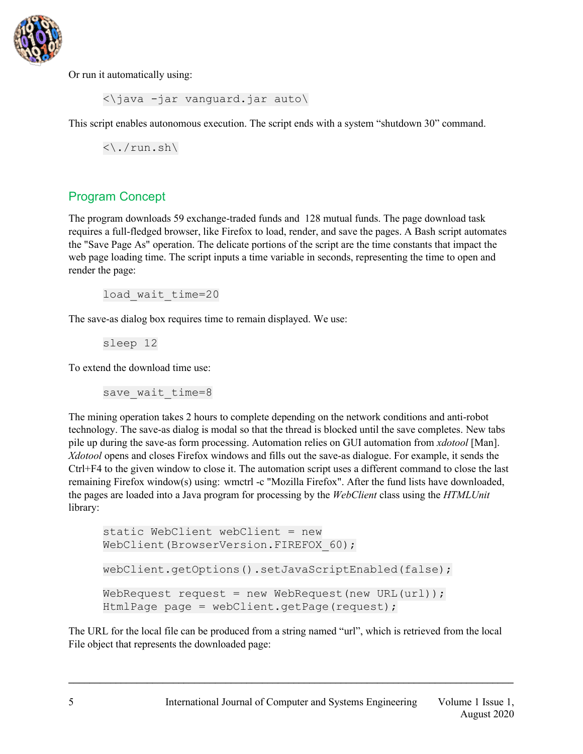Or run it automatically using:

```
<\java -jar vanguard.jar auto\
```

This script enables autonomous execution. The script ends with a system "shutdown 30" command.

```
<\./run.sh\
```

## Program Concept

The program downloads 59 exchange-traded funds and 128 mutual funds. The page download task requires a full-fledged browser, like Firefox to load, render, and save the pages. A Bash script automates the "Save Page As" operation. The delicate portions of the script are the time constants that impact the web page loading time. The script inputs a time variable in seconds, representing the time to open and render the page:

```
load_wait_time=20
```

The save-as dialog box requires time to remain displayed. We use:

```
sleep 12
```

To extend the download time use:

```
save_wait_time=8
```

The mining operation takes 2 hours to complete depending on the network conditions and anti-robot technology. The save-as dialog is modal so that the thread is blocked until the save completes. New tabs pile up during the save-as form processing. Automation relies on GUI automation from *xdotool* [Man]. *Xdotool* opens and closes Firefox windows and fills out the save-as dialogue. For example, it sends the Ctrl+F4 to the given window to close it. The automation script uses a different command to close the last remaining Firefox window(s) using: wmctrl -c "Mozilla Firefox". After the fund lists have downloaded, the pages are loaded into a Java program for processing by the *WebClient* class using the *HTMLUnit* library:

```
static WebClient webClient = new
WebClient(BrowserVersion.FIREFOX_60);

webClient.getOptions().setJavaScriptEnabled(false);

WebRequest request = new WebRequest(new URL(url));
HtmlPage page = webClient.getPage(request);
```

The URL for the local file can be produced from a string named "url", which is retrieved from the local File object that represents the downloaded page: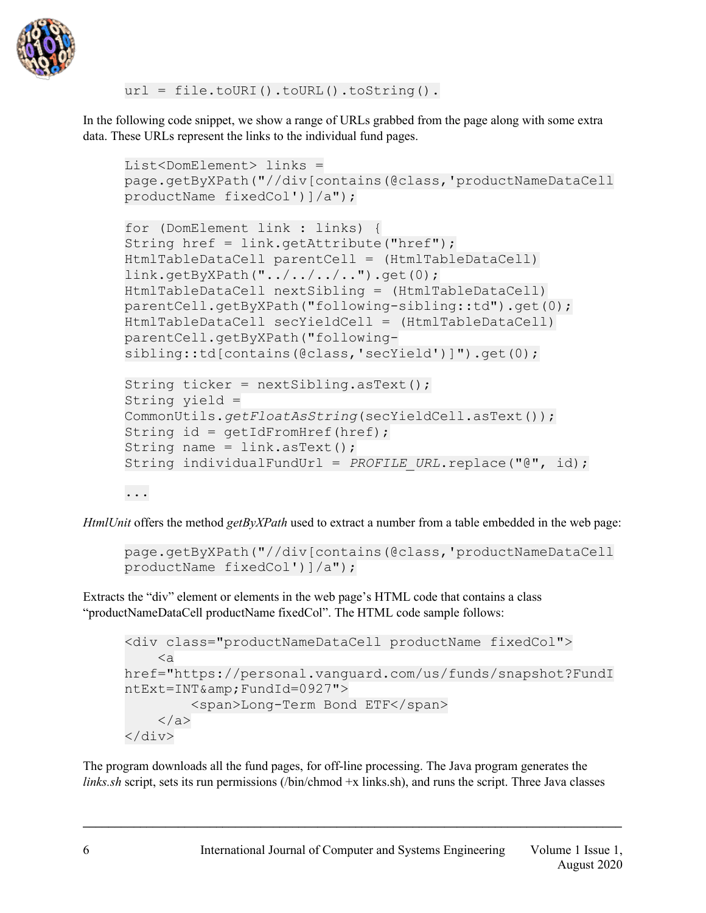```
url = file.toURI().toURL().toString().
```

In the following code snippet, we show a range of URLs grabbed from the page along with some extra data. These URLs represent the links to the individual fund pages.

```
List<DomElement> links =
page.getByXPath("//div[contains(@class,'productNameDataCell
productName fixedCol')]/a");

for (DomElement link : links) {
String href = link.getAttribute("href");
HtmlTableDataCell parentCell = (HtmlTableDataCell)
link.getByXPath("../../../..").get(0);
HtmlTableDataCell nextSibling = (HtmlTableDataCell)
parentCell.getByXPath("following-sibling::td").get(0);
HtmlTableDataCell secYieldCell = (HtmlTableDataCell)
parentCell.getByXPath("following-
sibling::td[contains(@class,'secYield')]").get(0);

String ticker = nextSibling.asText();
String yield =
CommonUtils.getFloatAsString(secYieldCell.asText());
String id = getIdFromHref(href);
String name = link.asText();
String individualFundUrl = PROFILE_URL.replace("@", id);

...
```

*HtmlUnit* offers the method *getByXPath* used to extract a number from a table embedded in the web page:

```
page.getByXPath("//div[contains(@class,'productNameDataCell
productName fixedCol')]/a");
```

Extracts the "div" element or elements in the web page's HTML code that contains a class "productNameDataCell productName fixedCol". The HTML code sample follows:

```
<div class="productNameDataCell productName fixedCol">
    <a
href="https://personal.vanguard.com/us/funds/snapshot?FundI
ntExt=INT&amp;FundId=0927">
        <span>Long-Term Bond ETF</span>
    </a>
</div>
```

The program downloads all the fund pages, for off-line processing. The Java program generates the *links.sh* script, sets its run permissions (/bin/chmod +x links.sh), and runs the script. Three Java classes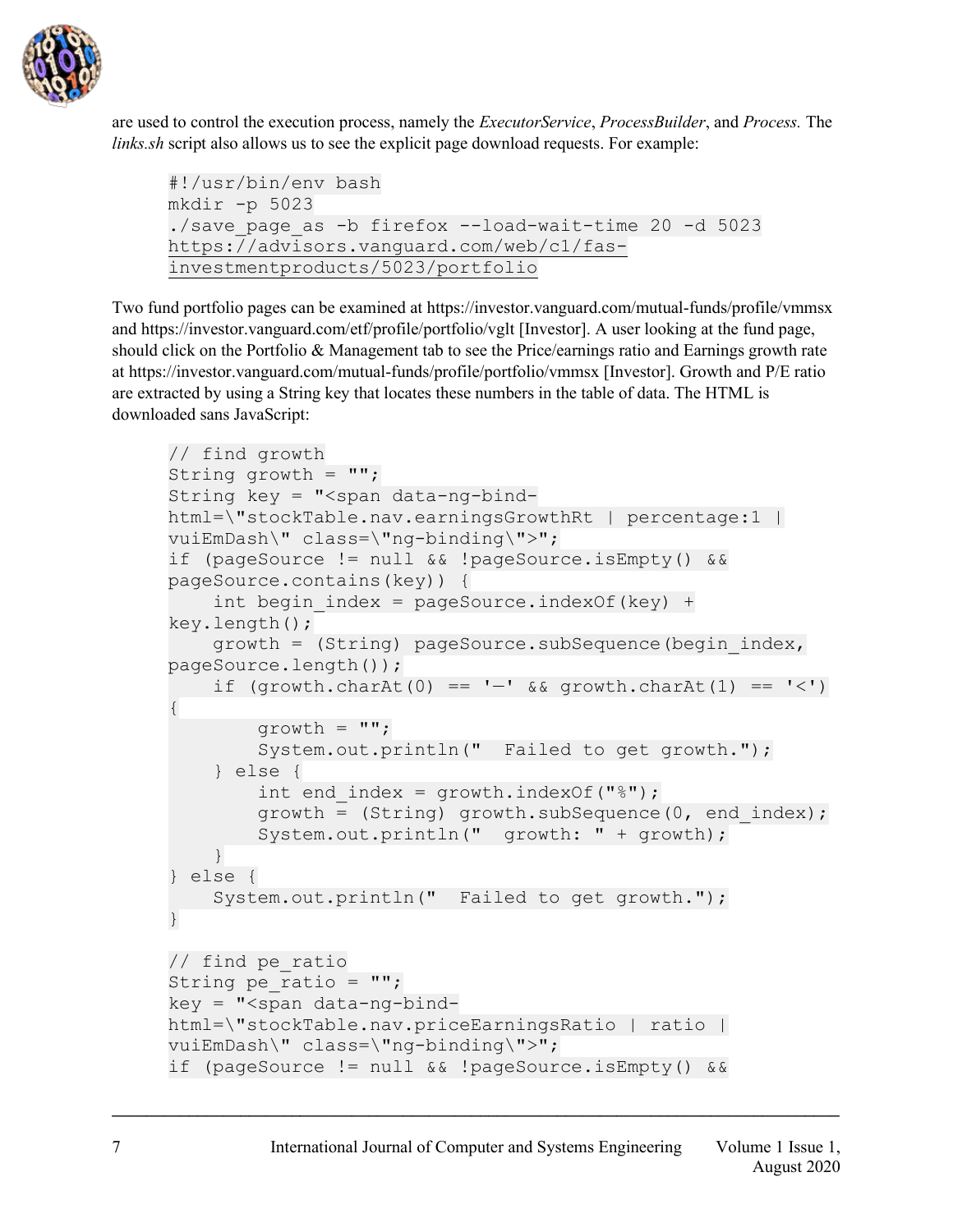are used to control the execution process, namely the *ExecutorService*, *ProcessBuilder*, and *Process.* The *links.sh* script also allows us to see the explicit page download requests. For example:

```
#!/usr/bin/env bash
mkdir -p 5023
./save_page_as -b firefox --load-wait-time 20 -d 5023
https://advisors.vanguard.com/web/c1/fas-investmentproducts/5023/portfolio
```

Two fund portfolio pages can be examined at https://investor.vanguard.com/mutual-funds/profile/vmmsx and https://investor.vanguard.com/etf/profile/portfolio/vglt [Investor]. A user looking at the fund page, should click on the Portfolio & Management tab to see the Price/earnings ratio and Earnings growth rate at https://investor.vanguard.com/mutual-funds/profile/portfolio/vmmsx [Investor]. Growth and P/E ratio are extracted by using a String key that locates these numbers in the table of data. The HTML is downloaded sans JavaScript:

```
// find growth
String growth = "";
String key = "<span data-ng-bind-html=\"stockTable.nav.earningsGrowthRt | percentage:1 | vuiEmDash\" class=\"ng-binding\">";
if (pageSource != null && !pageSource.isEmpty() && pageSource.contains(key)) {
    int begin_index = pageSource.indexOf(key) + key.length();
    growth = (String) pageSource.subSequence(begin_index, pageSource.length());
    if (growth.charAt(0) == '—' && growth.charAt(1) == '<') {
        growth = "";
        System.out.println("  Failed to get growth.");
    } else {
        int end_index = growth.indexOf("%");
        growth = (String) growth.subSequence(0, end_index);
        System.out.println("  growth: " + growth);
    }
} else {
    System.out.println("  Failed to get growth.");
}

// find pe_ratio
String pe_ratio = "";
key = "<span data-ng-bind-html=\"stockTable.nav.priceEarningsRatio | ratio | vuiEmDash\" class=\"ng-binding\">";
if (pageSource != null && !pageSource.isEmpty() &&
```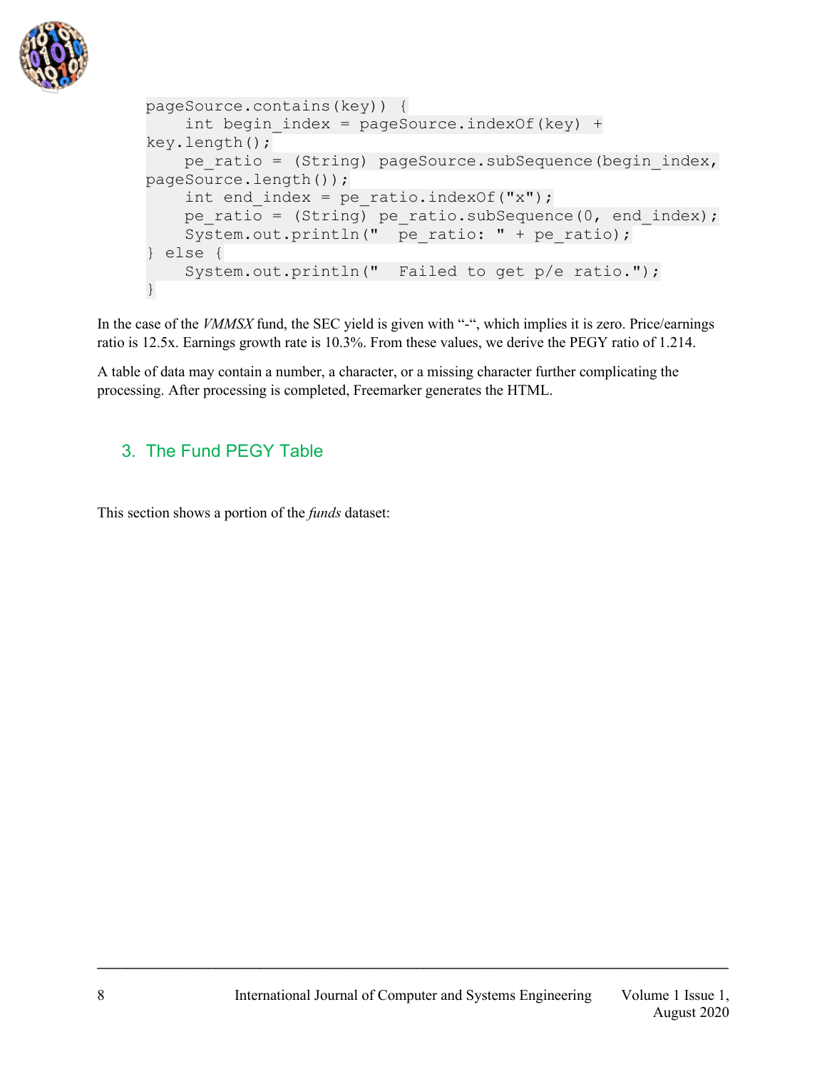```
pageSource.contains(key)) {
    int begin_index = pageSource.indexOf(key) +
key.length();
    pe_ratio = (String) pageSource.subSequence(begin_index,
pageSource.length());
    int end_index = pe_ratio.indexOf("x");
    pe_ratio = (String) pe_ratio.subSequence(0, end_index);
    System.out.println("  pe_ratio: " + pe_ratio);
} else {
    System.out.println("  Failed to get p/e ratio.");
}
```

In the case of the *VMMSX* fund, the SEC yield is given with "-", which implies it is zero. Price/earnings ratio is 12.5x. Earnings growth rate is 10.3%. From these values, we derive the PEGY ratio of 1.214.

A table of data may contain a number, a character, or a missing character further complicating the processing. After processing is completed, Freemarker generates the HTML.

## 3. The Fund PEGY Table

This section shows a portion of the *funds* dataset: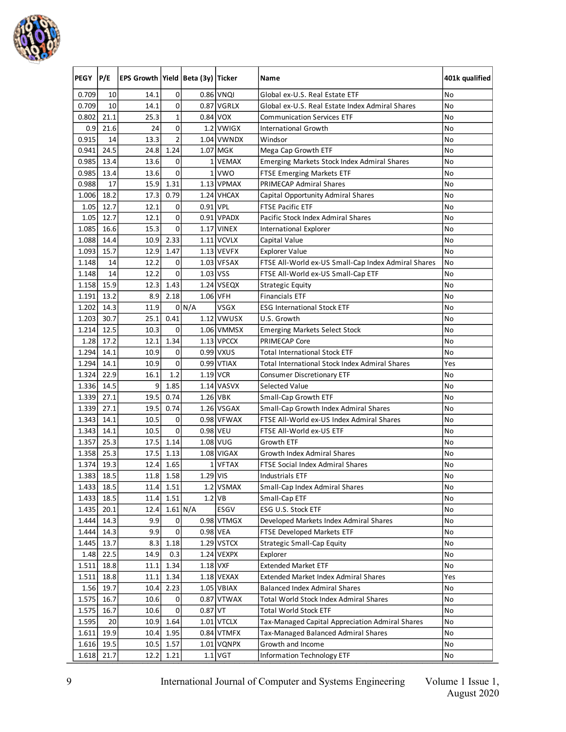| PEGY | P/E | EPS Growth | Yield | Beta (3y) | Ticker | Name | 401k qualified |
|---|---|---|---|---|---|---|---|
| 0.709 | 10 | 14.1 | 0 | 0.86 | VNQI | Global ex-U.S. Real Estate ETF | No |
| 0.709 | 10 | 14.1 | 0 | 0.87 | VGRLX | Global ex-U.S. Real Estate Index Admiral Shares | No |
| 0.802 | 21.1 | 25.3 | 1 | 0.84 | VOX | Communication Services ETF | No |
| 0.9 | 21.6 | 24 | 0 | 1.2 | VWIGX | International Growth | No |
| 0.915 | 14 | 13.3 | 2 | 1.04 | VWNDX | Windsor | No |
| 0.941 | 24.5 | 24.8 | 1.24 | 1.07 | MGK | Mega Cap Growth ETF | No |
| 0.985 | 13.4 | 13.6 | 0 | 1 | VEMAX | Emerging Markets Stock Index Admiral Shares | No |
| 0.985 | 13.4 | 13.6 | 0 | 1 | VWO | FTSE Emerging Markets ETF | No |
| 0.988 | 17 | 15.9 | 1.31 | 1.13 | VPMAX | PRIMECAP Admiral Shares | No |
| 1.006 | 18.2 | 17.3 | 0.79 | 1.24 | VHCAX | Capital Opportunity Admiral Shares | No |
| 1.05 | 12.7 | 12.1 | 0 | 0.91 | VPL | FTSE Pacific ETF | No |
| 1.05 | 12.7 | 12.1 | 0 | 0.91 | VPADX | Pacific Stock Index Admiral Shares | No |
| 1.085 | 16.6 | 15.3 | 0 | 1.17 | VINEX | International Explorer | No |
| 1.088 | 14.4 | 10.9 | 2.33 | 1.11 | VCVLX | Capital Value | No |
| 1.093 | 15.7 | 12.9 | 1.47 | 1.13 | VEVFX | Explorer Value | No |
| 1.148 | 14 | 12.2 | 0 | 1.03 | VFSAX | FTSE All-World ex-US Small-Cap Index Admiral Shares | No |
| 1.148 | 14 | 12.2 | 0 | 1.03 | VSS | FTSE All-World ex-US Small-Cap ETF | No |
| 1.158 | 15.9 | 12.3 | 1.43 | 1.24 | VSEQX | Strategic Equity | No |
| 1.191 | 13.2 | 8.9 | 2.18 | 1.06 | VFH | Financials ETF | No |
| 1.202 | 14.3 | 11.9 | 0 | N/A | VSGX | ESG International Stock ETF | No |
| 1.203 | 30.7 | 25.1 | 0.41 | 1.12 | VWUSX | U.S. Growth | No |
| 1.214 | 12.5 | 10.3 | 0 | 1.06 | VMMSX | Emerging Markets Select Stock | No |
| 1.28 | 17.2 | 12.1 | 1.34 | 1.13 | VPCCX | PRIMECAP Core | No |
| 1.294 | 14.1 | 10.9 | 0 | 0.99 | VXUS | Total International Stock ETF | No |
| 1.294 | 14.1 | 10.9 | 0 | 0.99 | VTIAX | Total International Stock Index Admiral Shares | Yes |
| 1.324 | 22.9 | 16.1 | 1.2 | 1.19 | VCR | Consumer Discretionary ETF | No |
| 1.336 | 14.5 | 9 | 1.85 | 1.14 | VASVX | Selected Value | No |
| 1.339 | 27.1 | 19.5 | 0.74 | 1.26 | VBK | Small-Cap Growth ETF | No |
| 1.339 | 27.1 | 19.5 | 0.74 | 1.26 | VSGAX | Small-Cap Growth Index Admiral Shares | No |
| 1.343 | 14.1 | 10.5 | 0 | 0.98 | VFWAX | FTSE All-World ex-US Index Admiral Shares | No |
| 1.343 | 14.1 | 10.5 | 0 | 0.98 | VEU | FTSE All-World ex-US ETF | No |
| 1.357 | 25.3 | 17.5 | 1.14 | 1.08 | VUG | Growth ETF | No |
| 1.358 | 25.3 | 17.5 | 1.13 | 1.08 | VIGAX | Growth Index Admiral Shares | No |
| 1.374 | 19.3 | 12.4 | 1.65 | 1 | VFTAX | FTSE Social Index Admiral Shares | No |
| 1.383 | 18.5 | 11.8 | 1.58 | 1.29 | VIS | Industrials ETF | No |
| 1.433 | 18.5 | 11.4 | 1.51 | 1.2 | VSMAX | Small-Cap Index Admiral Shares | No |
| 1.433 | 18.5 | 11.4 | 1.51 | 1.2 | VB | Small-Cap ETF | No |
| 1.435 | 20.1 | 12.4 | 1.61 | N/A | ESGV | ESG U.S. Stock ETF | No |
| 1.444 | 14.3 | 9.9 | 0 | 0.98 | VTMGX | Developed Markets Index Admiral Shares | No |
| 1.444 | 14.3 | 9.9 | 0 | 0.98 | VEA | FTSE Developed Markets ETF | No |
| 1.445 | 13.7 | 8.3 | 1.18 | 1.29 | VSTCX | Strategic Small-Cap Equity | No |
| 1.48 | 22.5 | 14.9 | 0.3 | 1.24 | VEXPX | Explorer | No |
| 1.511 | 18.8 | 11.1 | 1.34 | 1.18 | VXF | Extended Market ETF | No |
| 1.511 | 18.8 | 11.1 | 1.34 | 1.18 | VEXAX | Extended Market Index Admiral Shares | Yes |
| 1.56 | 19.7 | 10.4 | 2.23 | 1.05 | VBIAX | Balanced Index Admiral Shares | No |
| 1.575 | 16.7 | 10.6 | 0 | 0.87 | VTWAX | Total World Stock Index Admiral Shares | No |
| 1.575 | 16.7 | 10.6 | 0 | 0.87 | VT | Total World Stock ETF | No |
| 1.595 | 20 | 10.9 | 1.64 | 1.01 | VTCLX | Tax-Managed Capital Appreciation Admiral Shares | No |
| 1.611 | 19.9 | 10.4 | 1.95 | 0.84 | VTMFX | Tax-Managed Balanced Admiral Shares | No |
| 1.616 | 19.5 | 10.5 | 1.57 | 1.01 | VQNPX | Growth and Income | No |
| 1.618 | 21.7 | 12.2 | 1.21 | 1.1 | VGT | Information Technology ETF | No |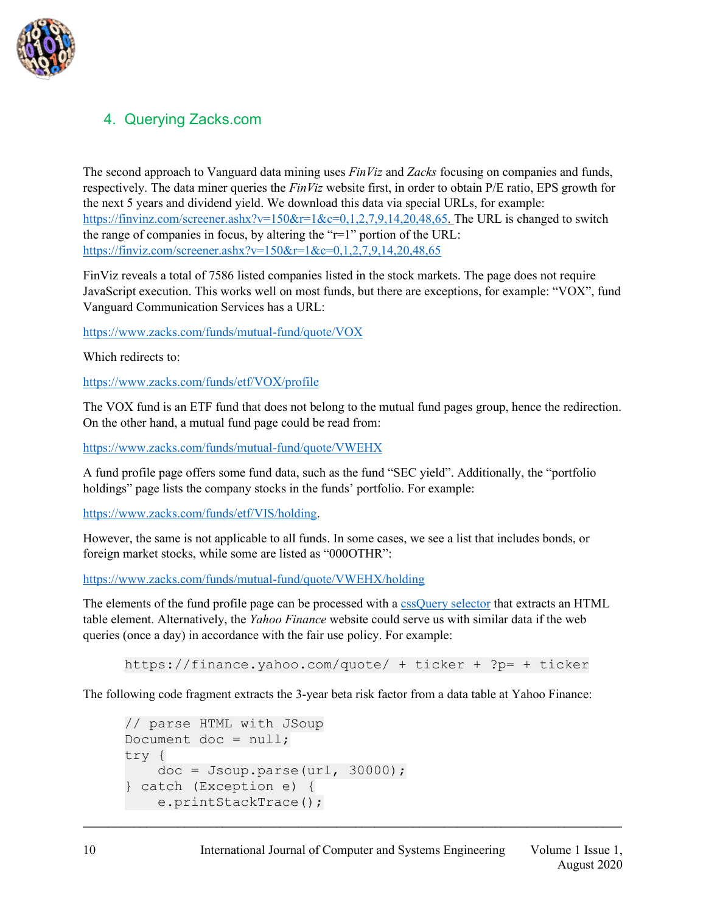## 4. Querying Zacks.com

The second approach to Vanguard data mining uses *FinViz* and *Zacks* focusing on companies and funds, respectively. The data miner queries the *FinViz* website first, in order to obtain P/E ratio, EPS growth for the next 5 years and dividend yield. We download this data via special URLs, for example: https://finvinz.com/screener.ashx?v=150&r=1&c=0,1,2,7,9,14,20,48,65. The URL is changed to switch the range of companies in focus, by altering the "r=1" portion of the URL: https://finviz.com/screener.ashx?v=150&r=1&c=0,1,2,7,9,14,20,48,65

FinViz reveals a total of 7586 listed companies listed in the stock markets. The page does not require JavaScript execution. This works well on most funds, but there are exceptions, for example: "VOX", fund Vanguard Communication Services has a URL:

https://www.zacks.com/funds/mutual-fund/quote/VOX

Which redirects to:

https://www.zacks.com/funds/etf/VOX/profile

The VOX fund is an ETF fund that does not belong to the mutual fund pages group, hence the redirection. On the other hand, a mutual fund page could be read from:

https://www.zacks.com/funds/mutual-fund/quote/VWEHX

A fund profile page offers some fund data, such as the fund "SEC yield". Additionally, the "portfolio holdings" page lists the company stocks in the funds' portfolio. For example:

https://www.zacks.com/funds/etf/VIS/holding.

However, the same is not applicable to all funds. In some cases, we see a list that includes bonds, or foreign market stocks, while some are listed as "000OTHR":

https://www.zacks.com/funds/mutual-fund/quote/VWEHX/holding

The elements of the fund profile page can be processed with a cssQuery selector that extracts an HTML table element. Alternatively, the *Yahoo Finance* website could serve us with similar data if the web queries (once a day) in accordance with the fair use policy. For example:

```
https://finance.yahoo.com/quote/ + ticker + ?p= + ticker
```

The following code fragment extracts the 3-year beta risk factor from a data table at Yahoo Finance:

```
// parse HTML with JSoup
Document doc = null;
try {
    doc = Jsoup.parse(url, 30000);
} catch (Exception e) {
    e.printStackTrace();
```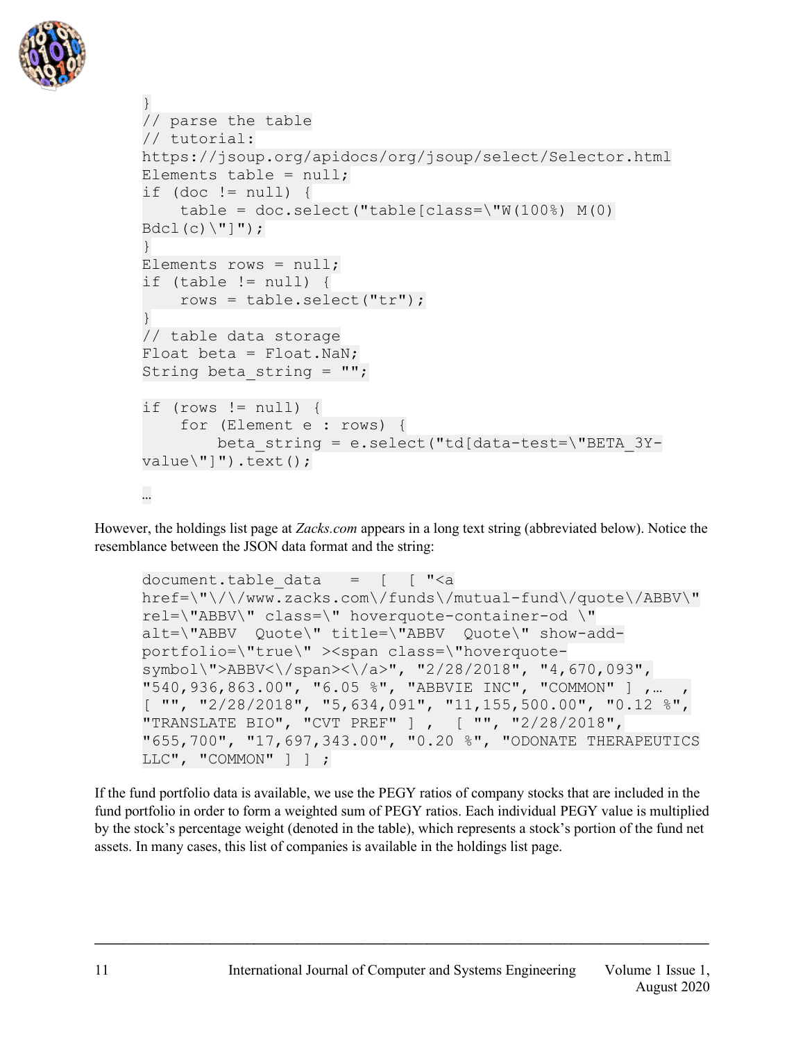```
}
// parse the table
// tutorial:
https://jsoup.org/apidocs/org/jsoup/select/Selector.html
Elements table = null;
if (doc != null) {
    table = doc.select("table[class=\"W(100%) M(0)
Bdcl(c)\"]");
}
Elements rows = null;
if (table != null) {
    rows = table.select("tr");
}
// table data storage
Float beta = Float.NaN;
String beta_string = "";

if (rows != null) {
    for (Element e : rows) {
        beta_string = e.select("td[data-test=\"BETA_3Y-
value\"]").text();

…
```

However, the holdings list page at *Zacks.com* appears in a long text string (abbreviated below). Notice the resemblance between the JSON data format and the string:

```
document.table_data  =  [  [ "<a
href=\"\/\/www.zacks.com\/funds\/mutual-fund\/quote\/ABBV\"
rel=\"ABBV\" class=\" hoverquote-container-od \"
alt=\"ABBV  Quote\" title=\"ABBV  Quote\" show-add-
portfolio=\"true\" ><span class=\"hoverquote-
symbol\">ABBV<\/span><\/a>", "2/28/2018", "4,670,093",
"540,936,863.00", "6.05 %", "ABBVIE INC", "COMMON" ] ,…  ,
[ "", "2/28/2018", "5,634,091", "11,155,500.00", "0.12 %",
"TRANSLATE BIO", "CVT PREF" ] ,  [ "", "2/28/2018",
"655,700", "17,697,343.00", "0.20 %", "ODONATE THERAPEUTICS
LLC", "COMMON" ] ] ;
```

If the fund portfolio data is available, we use the PEGY ratios of company stocks that are included in the fund portfolio in order to form a weighted sum of PEGY ratios. Each individual PEGY value is multiplied by the stock's percentage weight (denoted in the table), which represents a stock's portion of the fund net assets. In many cases, this list of companies is available in the holdings list page.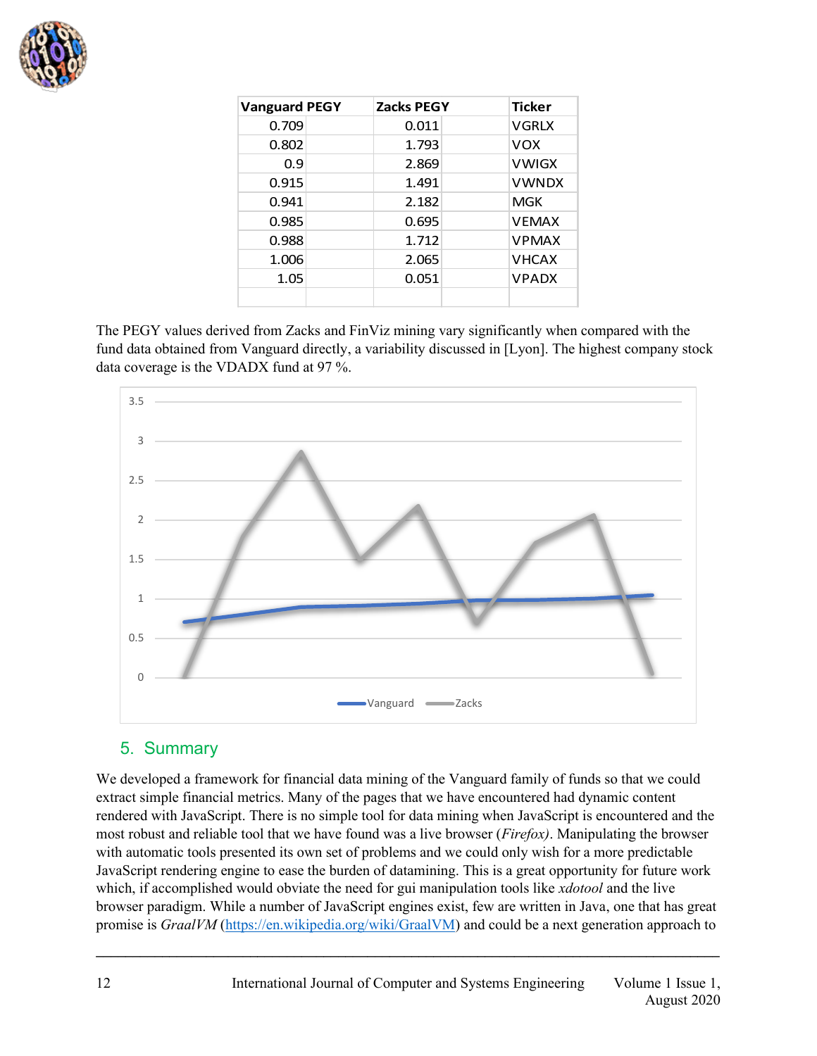| Vanguard PEGY | Zacks PEGY | Ticker |
| --- | --- | --- |
| 0.709 | 0.011 | VGRLX |
| 0.802 | 1.793 | VOX |
| 0.9 | 2.869 | VWIGX |
| 0.915 | 1.491 | VWNDX |
| 0.941 | 2.182 | MGK |
| 0.985 | 0.695 | VEMAX |
| 0.988 | 1.712 | VPMAX |
| 1.006 | 2.065 | VHCAX |
| 1.05 | 0.051 | VPADX |

The PEGY values derived from Zacks and FinViz mining vary significantly when compared with the fund data obtained from Vanguard directly, a variability discussed in [Lyon]. The highest company stock data coverage is the VDADX fund at 97 %.

## 5. Summary

We developed a framework for financial data mining of the Vanguard family of funds so that we could extract simple financial metrics. Many of the pages that we have encountered had dynamic content rendered with JavaScript. There is no simple tool for data mining when JavaScript is encountered and the most robust and reliable tool that we have found was a live browser (*Firefox)*. Manipulating the browser with automatic tools presented its own set of problems and we could only wish for a more predictable JavaScript rendering engine to ease the burden of datamining. This is a great opportunity for future work which, if accomplished would obviate the need for gui manipulation tools like *xdotool* and the live browser paradigm. While a number of JavaScript engines exist, few are written in Java, one that has great promise is *GraalVM* (https://en.wikipedia.org/wiki/GraalVM) and could be a next generation approach to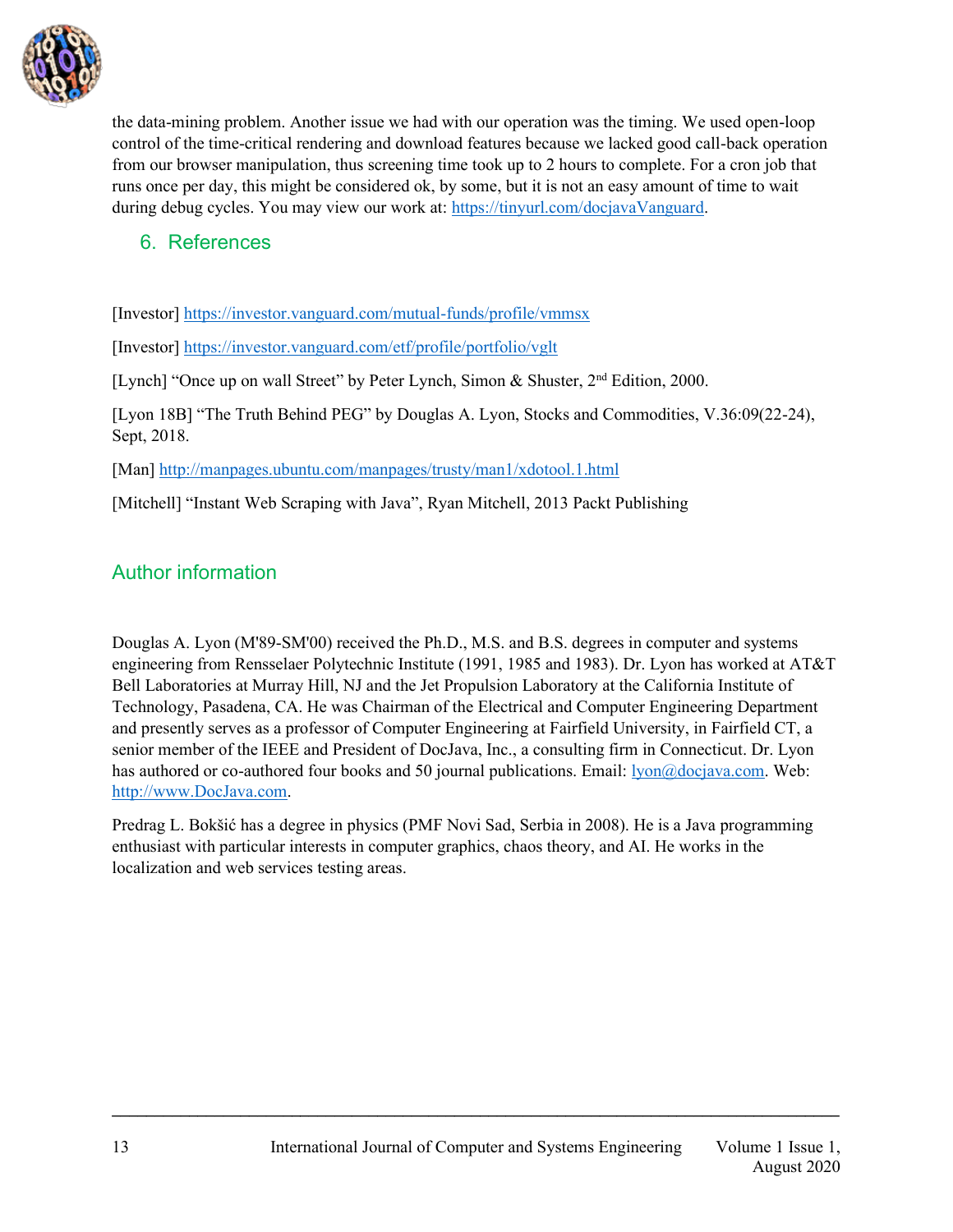the data-mining problem. Another issue we had with our operation was the timing. We used open-loop control of the time-critical rendering and download features because we lacked good call-back operation from our browser manipulation, thus screening time took up to 2 hours to complete. For a cron job that runs once per day, this might be considered ok, by some, but it is not an easy amount of time to wait during debug cycles. You may view our work at: https://tinyurl.com/docjavaVanguard.

## 6. References

[Investor] https://investor.vanguard.com/mutual-funds/profile/vmmsx

[Investor] https://investor.vanguard.com/etf/profile/portfolio/vglt

[Lynch] "Once up on wall Street" by Peter Lynch, Simon & Shuster, 2nd Edition, 2000.

[Lyon 18B] "The Truth Behind PEG" by Douglas A. Lyon, Stocks and Commodities, V.36:09(22-24), Sept, 2018.

[Man] http://manpages.ubuntu.com/manpages/trusty/man1/xdotool.1.html

[Mitchell] "Instant Web Scraping with Java", Ryan Mitchell, 2013 Packt Publishing

## Author information

Douglas A. Lyon (M'89-SM'00) received the Ph.D., M.S. and B.S. degrees in computer and systems engineering from Rensselaer Polytechnic Institute (1991, 1985 and 1983). Dr. Lyon has worked at AT&T Bell Laboratories at Murray Hill, NJ and the Jet Propulsion Laboratory at the California Institute of Technology, Pasadena, CA. He was Chairman of the Electrical and Computer Engineering Department and presently serves as a professor of Computer Engineering at Fairfield University, in Fairfield CT, a senior member of the IEEE and President of DocJava, Inc., a consulting firm in Connecticut. Dr. Lyon has authored or co-authored four books and 50 journal publications. Email: lyon@docjava.com. Web: http://www.DocJava.com.

Predrag L. Bokšić has a degree in physics (PMF Novi Sad, Serbia in 2008). He is a Java programming enthusiast with particular interests in computer graphics, chaos theory, and AI. He works in the localization and web services testing areas.